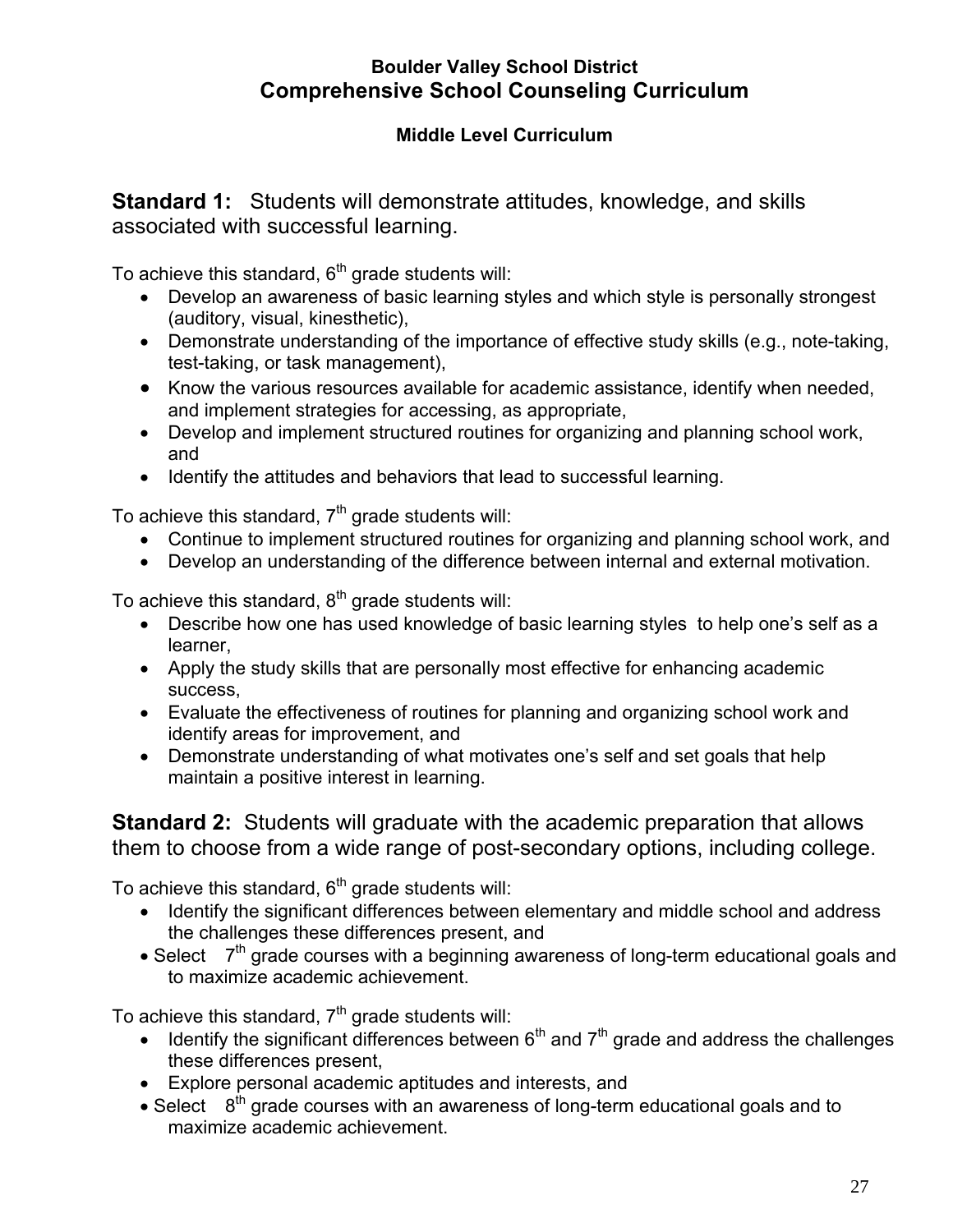# Boulder Valley School District
## Comprehensive School Counseling Curriculum

### Middle Level Curriculum

**Standard 1:** Students will demonstrate attitudes, knowledge, and skills associated with successful learning.

To achieve this standard, 6th grade students will:

- Develop an awareness of basic learning styles and which style is personally strongest (auditory, visual, kinesthetic),
- Demonstrate understanding of the importance of effective study skills (e.g., note-taking, test-taking, or task management),
- Know the various resources available for academic assistance, identify when needed, and implement strategies for accessing, as appropriate,
- Develop and implement structured routines for organizing and planning school work, and
- Identify the attitudes and behaviors that lead to successful learning.

To achieve this standard, 7th grade students will:

- Continue to implement structured routines for organizing and planning school work, and
- Develop an understanding of the difference between internal and external motivation.

To achieve this standard, 8th grade students will:

- Describe how one has used knowledge of basic learning styles to help one's self as a learner,
- Apply the study skills that are personally most effective for enhancing academic success,
- Evaluate the effectiveness of routines for planning and organizing school work and identify areas for improvement, and
- Demonstrate understanding of what motivates one's self and set goals that help maintain a positive interest in learning.

**Standard 2:** Students will graduate with the academic preparation that allows them to choose from a wide range of post-secondary options, including college.

To achieve this standard, 6th grade students will:

- Identify the significant differences between elementary and middle school and address the challenges these differences present, and
- Select 7th grade courses with a beginning awareness of long-term educational goals and to maximize academic achievement.

To achieve this standard, 7th grade students will:

- Identify the significant differences between 6th and 7th grade and address the challenges these differences present,
- Explore personal academic aptitudes and interests, and
- Select 8th grade courses with an awareness of long-term educational goals and to maximize academic achievement.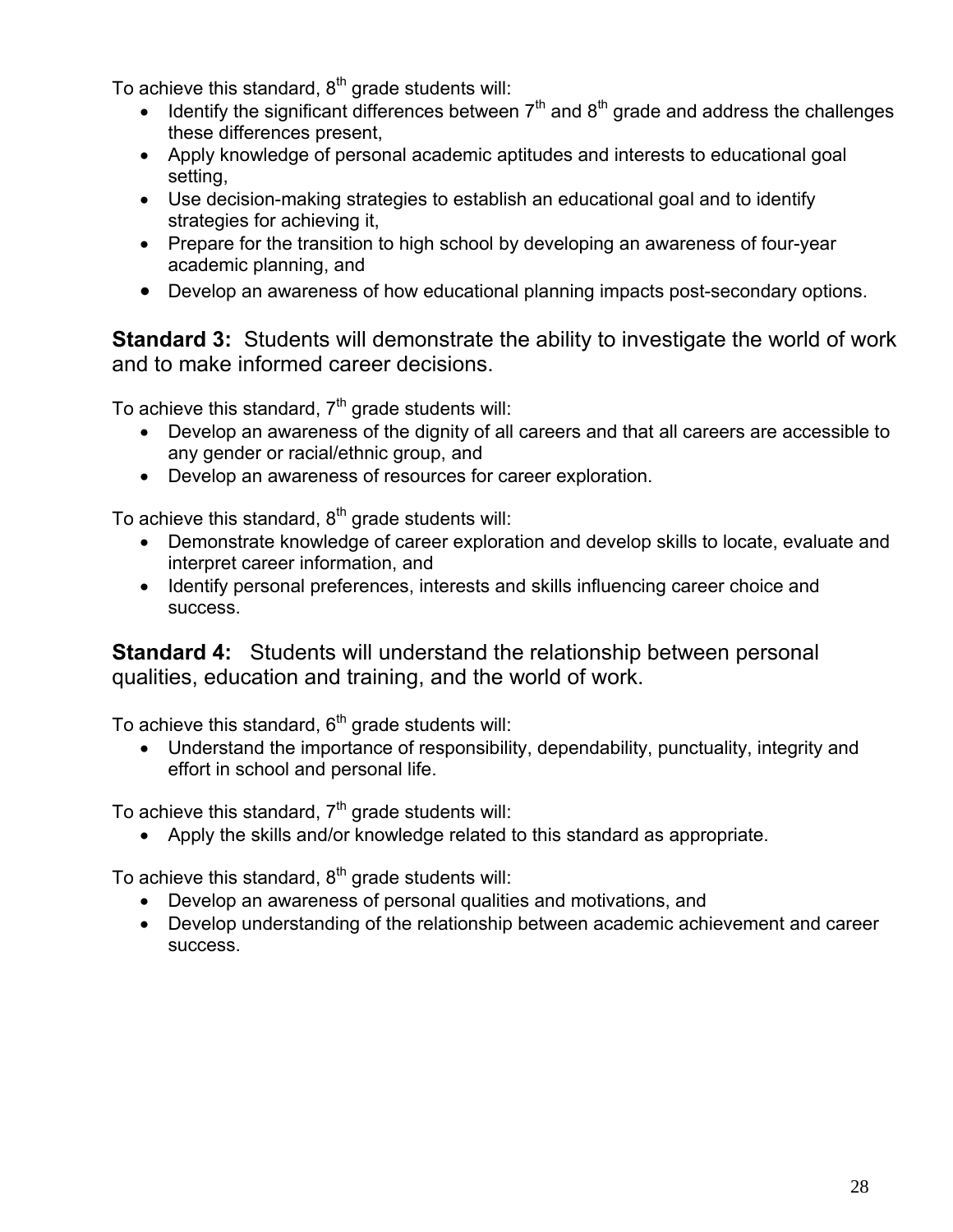To achieve this standard, 8th grade students will:

- Identify the significant differences between 7th and 8th grade and address the challenges these differences present,
- Apply knowledge of personal academic aptitudes and interests to educational goal setting,
- Use decision-making strategies to establish an educational goal and to identify strategies for achieving it,
- Prepare for the transition to high school by developing an awareness of four-year academic planning, and
- Develop an awareness of how educational planning impacts post-secondary options.

**Standard 3:** Students will demonstrate the ability to investigate the world of work and to make informed career decisions.

To achieve this standard, 7th grade students will:

- Develop an awareness of the dignity of all careers and that all careers are accessible to any gender or racial/ethnic group, and
- Develop an awareness of resources for career exploration.

To achieve this standard, 8th grade students will:

- Demonstrate knowledge of career exploration and develop skills to locate, evaluate and interpret career information, and
- Identify personal preferences, interests and skills influencing career choice and success.

**Standard 4:** Students will understand the relationship between personal qualities, education and training, and the world of work.

To achieve this standard, 6th grade students will:

- Understand the importance of responsibility, dependability, punctuality, integrity and effort in school and personal life.

To achieve this standard, 7th grade students will:

- Apply the skills and/or knowledge related to this standard as appropriate.

To achieve this standard, 8th grade students will:

- Develop an awareness of personal qualities and motivations, and
- Develop understanding of the relationship between academic achievement and career success.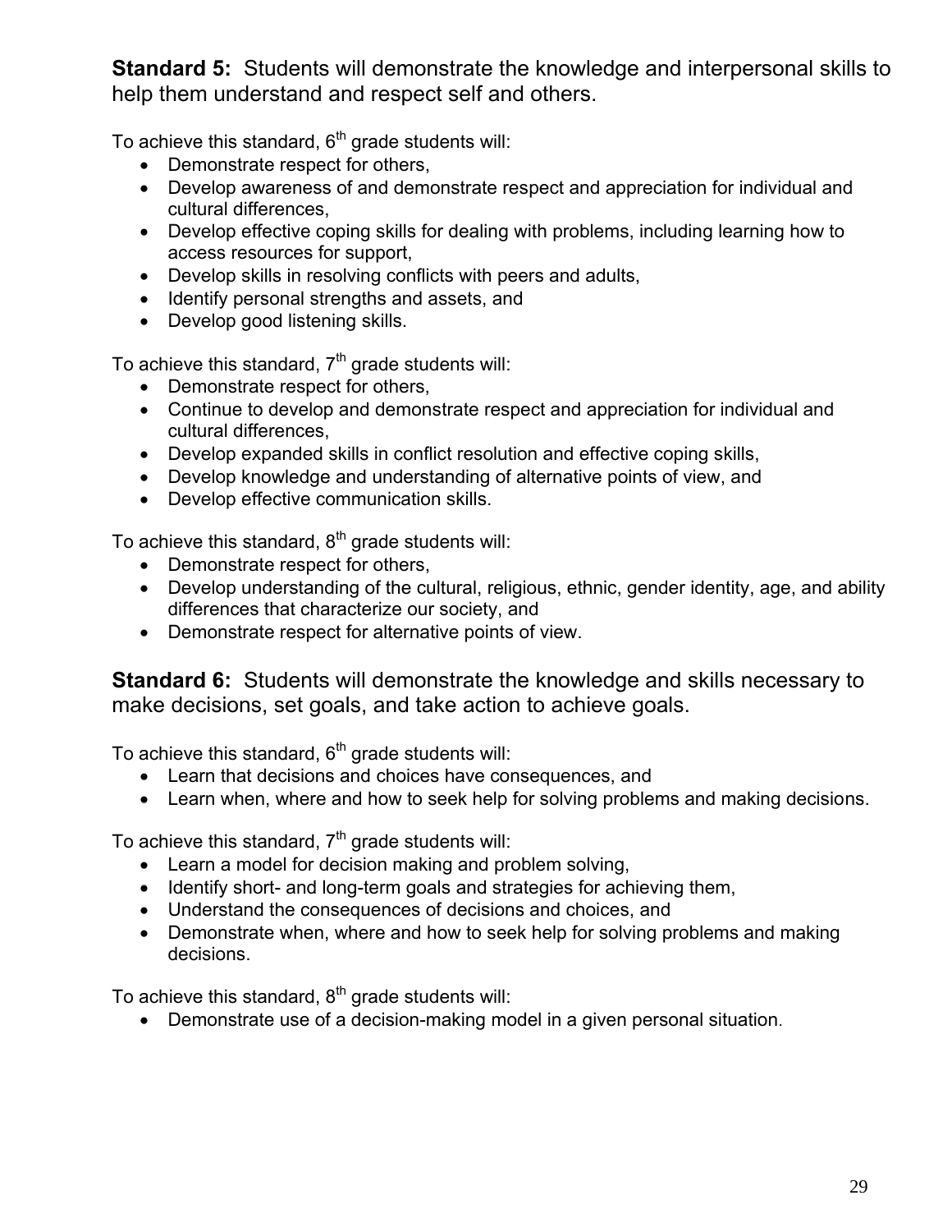**Standard 5:** Students will demonstrate the knowledge and interpersonal skills to help them understand and respect self and others.

To achieve this standard, 6th grade students will:

- Demonstrate respect for others,
- Develop awareness of and demonstrate respect and appreciation for individual and cultural differences,
- Develop effective coping skills for dealing with problems, including learning how to access resources for support,
- Develop skills in resolving conflicts with peers and adults,
- Identify personal strengths and assets, and
- Develop good listening skills.

To achieve this standard, 7th grade students will:

- Demonstrate respect for others,
- Continue to develop and demonstrate respect and appreciation for individual and cultural differences,
- Develop expanded skills in conflict resolution and effective coping skills,
- Develop knowledge and understanding of alternative points of view, and
- Develop effective communication skills.

To achieve this standard, 8th grade students will:

- Demonstrate respect for others,
- Develop understanding of the cultural, religious, ethnic, gender identity, age, and ability differences that characterize our society, and
- Demonstrate respect for alternative points of view.

**Standard 6:** Students will demonstrate the knowledge and skills necessary to make decisions, set goals, and take action to achieve goals.

To achieve this standard, 6th grade students will:

- Learn that decisions and choices have consequences, and
- Learn when, where and how to seek help for solving problems and making decisions.

To achieve this standard, 7th grade students will:

- Learn a model for decision making and problem solving,
- Identify short- and long-term goals and strategies for achieving them,
- Understand the consequences of decisions and choices, and
- Demonstrate when, where and how to seek help for solving problems and making decisions.

To achieve this standard, 8th grade students will:

- Demonstrate use of a decision-making model in a given personal situation.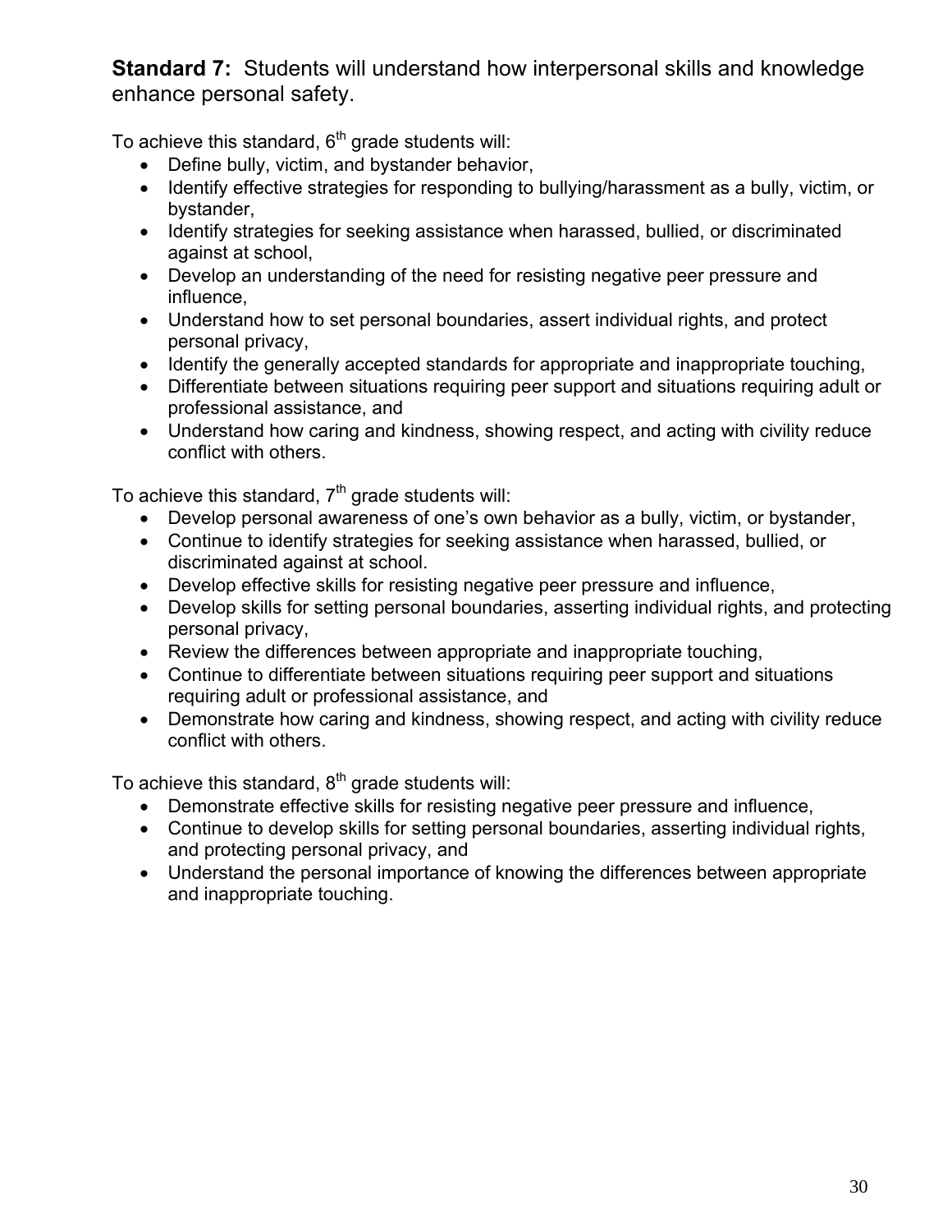**Standard 7:** Students will understand how interpersonal skills and knowledge enhance personal safety.

To achieve this standard, 6th grade students will:

- Define bully, victim, and bystander behavior,
- Identify effective strategies for responding to bullying/harassment as a bully, victim, or bystander,
- Identify strategies for seeking assistance when harassed, bullied, or discriminated against at school,
- Develop an understanding of the need for resisting negative peer pressure and influence,
- Understand how to set personal boundaries, assert individual rights, and protect personal privacy,
- Identify the generally accepted standards for appropriate and inappropriate touching,
- Differentiate between situations requiring peer support and situations requiring adult or professional assistance, and
- Understand how caring and kindness, showing respect, and acting with civility reduce conflict with others.

To achieve this standard, 7th grade students will:

- Develop personal awareness of one's own behavior as a bully, victim, or bystander,
- Continue to identify strategies for seeking assistance when harassed, bullied, or discriminated against at school.
- Develop effective skills for resisting negative peer pressure and influence,
- Develop skills for setting personal boundaries, asserting individual rights, and protecting personal privacy,
- Review the differences between appropriate and inappropriate touching,
- Continue to differentiate between situations requiring peer support and situations requiring adult or professional assistance, and
- Demonstrate how caring and kindness, showing respect, and acting with civility reduce conflict with others.

To achieve this standard, 8th grade students will:

- Demonstrate effective skills for resisting negative peer pressure and influence,
- Continue to develop skills for setting personal boundaries, asserting individual rights, and protecting personal privacy, and
- Understand the personal importance of knowing the differences between appropriate and inappropriate touching.